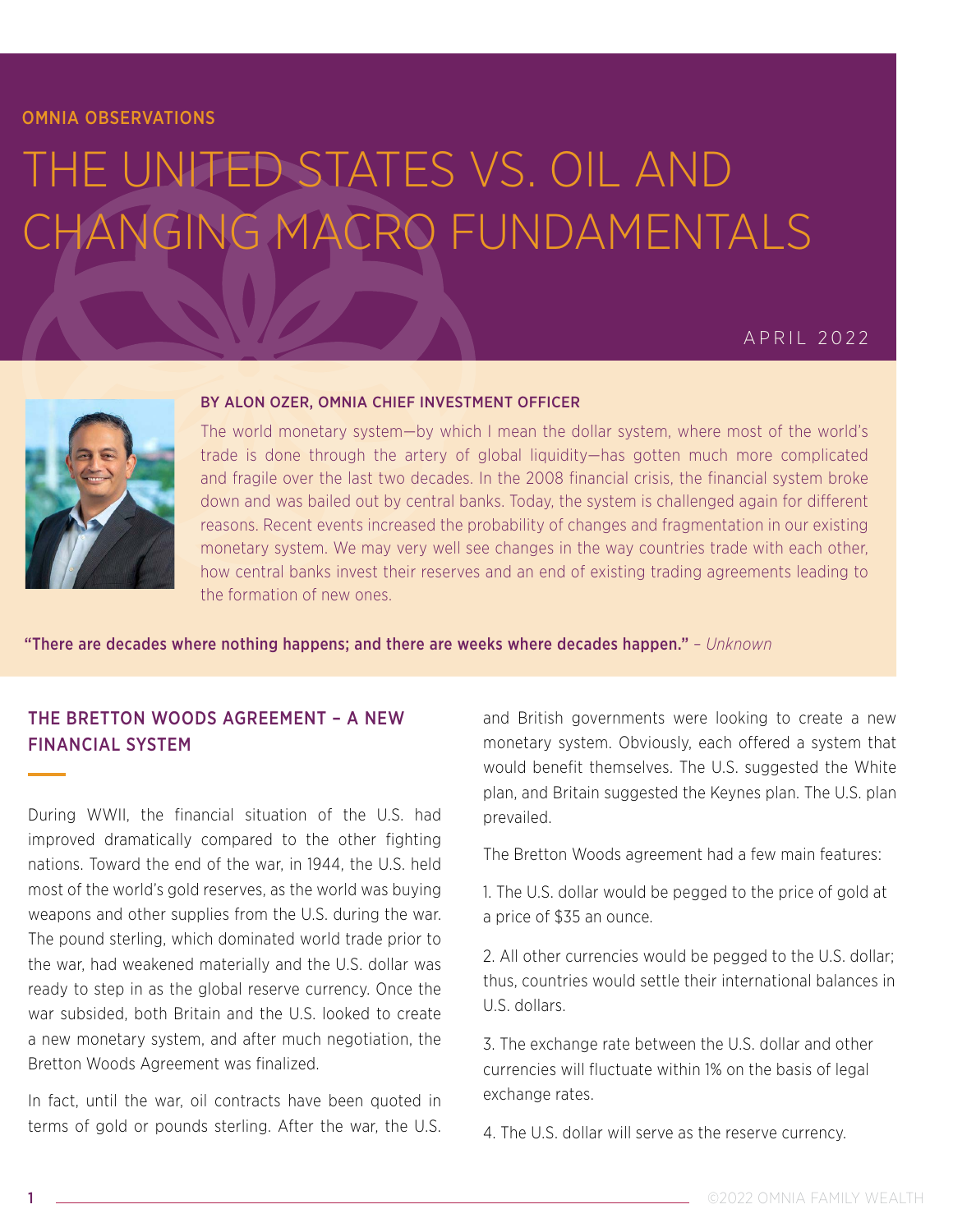OMNIA OBSERVATIONS

# THE UNITED STATES VS. OIL AND CHANGING MACRO FUNDAMENTALS

APRIL 2022

**BY ALON OZER, OMNIA CHIEF INVESTMENT OFFICER**

The world monetary system—by which I mean the dollar system, where most of the world's trade is done through the artery of global liquidity—has gotten much more complicated and fragile over the last two decades. In the 2008 financial crisis, the financial system broke down and was bailed out by central banks. Today, the system is challenged again for different reasons. Recent events increased the probability of changes and fragmentation in our existing monetary system. We may very well see changes in the way countries trade with each other, how central banks invest their reserves and an end of existing trading agreements leading to the formation of new ones.

**"There are decades where nothing happens; and there are weeks where decades happen."** – *Unknown*

## THE BRETTON WOODS AGREEMENT – A NEW FINANCIAL SYSTEM

During WWII, the financial situation of the U.S. had improved dramatically compared to the other fighting nations. Toward the end of the war, in 1944, the U.S. held most of the world's gold reserves, as the world was buying weapons and other supplies from the U.S. during the war. The pound sterling, which dominated world trade prior to the war, had weakened materially and the U.S. dollar was ready to step in as the global reserve currency. Once the war subsided, both Britain and the U.S. looked to create a new monetary system, and after much negotiation, the Bretton Woods Agreement was finalized.

In fact, until the war, oil contracts have been quoted in terms of gold or pounds sterling. After the war, the U.S. and British governments were looking to create a new monetary system. Obviously, each offered a system that would benefit themselves. The U.S. suggested the White plan, and Britain suggested the Keynes plan. The U.S. plan prevailed.

The Bretton Woods agreement had a few main features:

1. The U.S. dollar would be pegged to the price of gold at a price of $35 an ounce.

2. All other currencies would be pegged to the U.S. dollar; thus, countries would settle their international balances in U.S. dollars.

3. The exchange rate between the U.S. dollar and other currencies will fluctuate within 1% on the basis of legal exchange rates.

4. The U.S. dollar will serve as the reserve currency.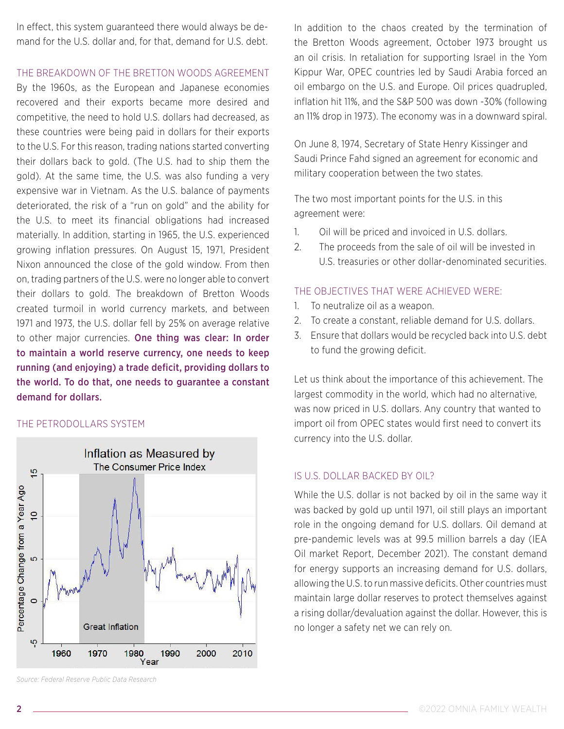In effect, this system guaranteed there would always be demand for the U.S. dollar and, for that, demand for U.S. debt.

## THE BREAKDOWN OF THE BRETTON WOODS AGREEMENT

By the 1960s, as the European and Japanese economies recovered and their exports became more desired and competitive, the need to hold U.S. dollars had decreased, as these countries were being paid in dollars for their exports to the U.S. For this reason, trading nations started converting their dollars back to gold. (The U.S. had to ship them the gold). At the same time, the U.S. was also funding a very expensive war in Vietnam. As the U.S. balance of payments deteriorated, the risk of a "run on gold" and the ability for the U.S. to meet its financial obligations had increased materially. In addition, starting in 1965, the U.S. experienced growing inflation pressures. On August 15, 1971, President Nixon announced the close of the gold window. From then on, trading partners of the U.S. were no longer able to convert their dollars to gold. The breakdown of Bretton Woods created turmoil in world currency markets, and between 1971 and 1973, the U.S. dollar fell by 25% on average relative to other major currencies. **One thing was clear: In order to maintain a world reserve currency, one needs to keep running (and enjoying) a trade deficit, providing dollars to the world. To do that, one needs to guarantee a constant demand for dollars.**

## THE PETRODOLLARS SYSTEM

*Source: Federal Reserve Public Data Research*

In addition to the chaos created by the termination of the Bretton Woods agreement, October 1973 brought us an oil crisis. In retaliation for supporting Israel in the Yom Kippur War, OPEC countries led by Saudi Arabia forced an oil embargo on the U.S. and Europe. Oil prices quadrupled, inflation hit 11%, and the S&P 500 was down -30% (following an 11% drop in 1973). The economy was in a downward spiral.

On June 8, 1974, Secretary of State Henry Kissinger and Saudi Prince Fahd signed an agreement for economic and military cooperation between the two states.

The two most important points for the U.S. in this agreement were:

1. Oil will be priced and invoiced in U.S. dollars.
2. The proceeds from the sale of oil will be invested in U.S. treasuries or other dollar-denominated securities.

## THE OBJECTIVES THAT WERE ACHIEVED WERE:

1. To neutralize oil as a weapon.
2. To create a constant, reliable demand for U.S. dollars.
3. Ensure that dollars would be recycled back into U.S. debt to fund the growing deficit.

Let us think about the importance of this achievement. The largest commodity in the world, which had no alternative, was now priced in U.S. dollars. Any country that wanted to import oil from OPEC states would first need to convert its currency into the U.S. dollar.

## IS U.S. DOLLAR BACKED BY OIL?

While the U.S. dollar is not backed by oil in the same way it was backed by gold up until 1971, oil still plays an important role in the ongoing demand for U.S. dollars. Oil demand at pre-pandemic levels was at 99.5 million barrels a day (IEA Oil market Report, December 2021). The constant demand for energy supports an increasing demand for U.S. dollars, allowing the U.S. to run massive deficits. Other countries must maintain large dollar reserves to protect themselves against a rising dollar/devaluation against the dollar. However, this is no longer a safety net we can rely on.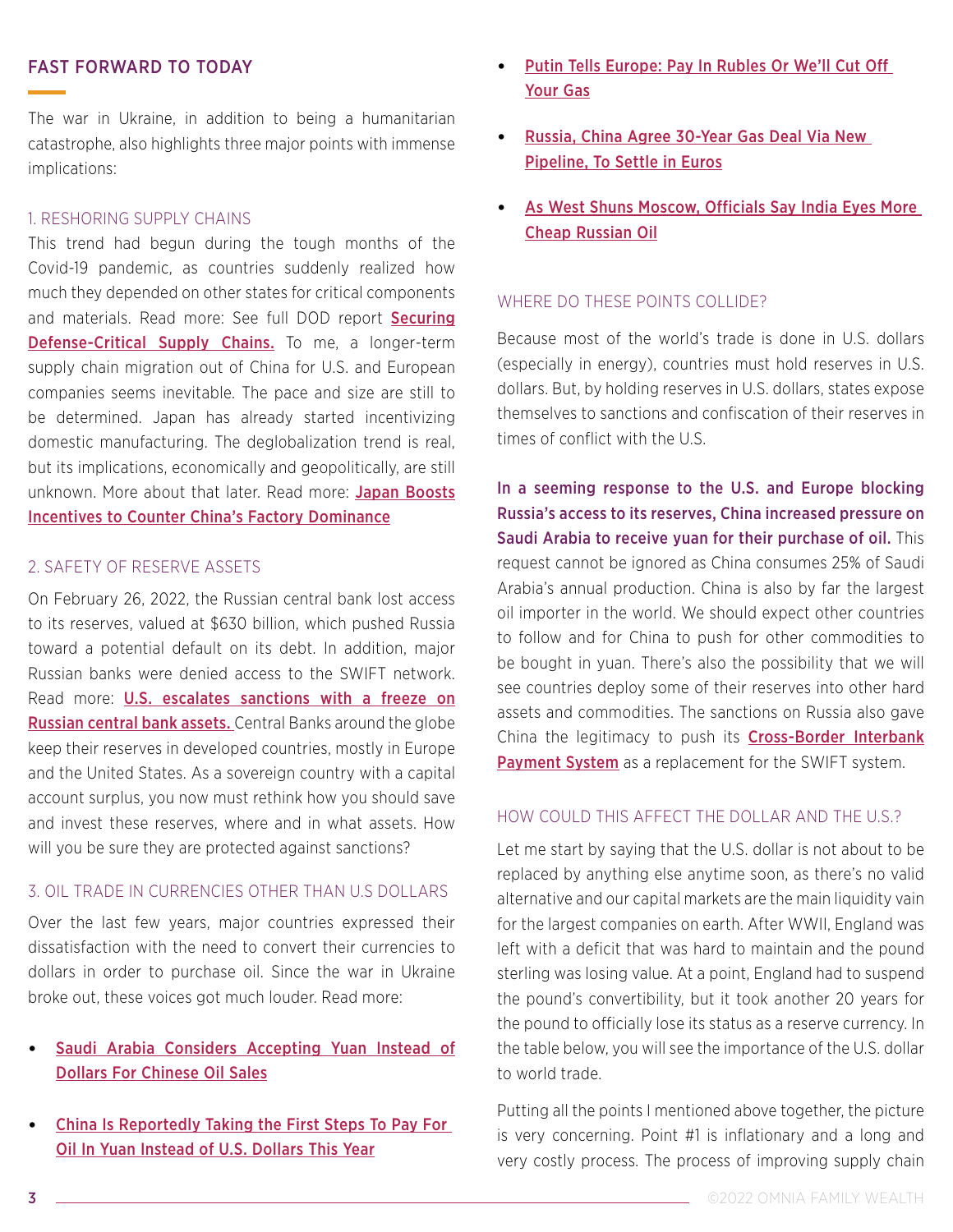## FAST FORWARD TO TODAY

The war in Ukraine, in addition to being a humanitarian catastrophe, also highlights three major points with immense implications:

### 1. RESHORING SUPPLY CHAINS

This trend had begun during the tough months of the Covid-19 pandemic, as countries suddenly realized how much they depended on other states for critical components and materials. Read more: See full DOD report **Securing Defense-Critical Supply Chains.** To me, a longer-term supply chain migration out of China for U.S. and European companies seems inevitable. The pace and size are still to be determined. Japan has already started incentivizing domestic manufacturing. The deglobalization trend is real, but its implications, economically and geopolitically, are still unknown. More about that later. Read more: **Japan Boosts Incentives to Counter China's Factory Dominance**

### 2. SAFETY OF RESERVE ASSETS

On February 26, 2022, the Russian central bank lost access to its reserves, valued at $630 billion, which pushed Russia toward a potential default on its debt. In addition, major Russian banks were denied access to the SWIFT network. Read more: **U.S. escalates sanctions with a freeze on Russian central bank assets.** Central Banks around the globe keep their reserves in developed countries, mostly in Europe and the United States. As a sovereign country with a capital account surplus, you now must rethink how you should save and invest these reserves, where and in what assets. How will you be sure they are protected against sanctions?

### 3. OIL TRADE IN CURRENCIES OTHER THAN U.S DOLLARS

Over the last few years, major countries expressed their dissatisfaction with the need to convert their currencies to dollars in order to purchase oil. Since the war in Ukraine broke out, these voices got much louder. Read more:

- Saudi Arabia Considers Accepting Yuan Instead of Dollars For Chinese Oil Sales
- China Is Reportedly Taking the First Steps To Pay For Oil In Yuan Instead of U.S. Dollars This Year
- Putin Tells Europe: Pay In Rubles Or We'll Cut Off Your Gas
- Russia, China Agree 30-Year Gas Deal Via New Pipeline, To Settle in Euros
- As West Shuns Moscow, Officials Say India Eyes More Cheap Russian Oil

### WHERE DO THESE POINTS COLLIDE?

Because most of the world's trade is done in U.S. dollars (especially in energy), countries must hold reserves in U.S. dollars. But, by holding reserves in U.S. dollars, states expose themselves to sanctions and confiscation of their reserves in times of conflict with the U.S.

**In a seeming response to the U.S. and Europe blocking Russia's access to its reserves, China increased pressure on Saudi Arabia to receive yuan for their purchase of oil.** This request cannot be ignored as China consumes 25% of Saudi Arabia's annual production. China is also by far the largest oil importer in the world. We should expect other countries to follow and for China to push for other commodities to be bought in yuan. There's also the possibility that we will see countries deploy some of their reserves into other hard assets and commodities. The sanctions on Russia also gave China the legitimacy to push its **Cross-Border Interbank Payment System** as a replacement for the SWIFT system.

### HOW COULD THIS AFFECT THE DOLLAR AND THE U.S.?

Let me start by saying that the U.S. dollar is not about to be replaced by anything else anytime soon, as there's no valid alternative and our capital markets are the main liquidity vain for the largest companies on earth. After WWII, England was left with a deficit that was hard to maintain and the pound sterling was losing value. At a point, England had to suspend the pound's convertibility, but it took another 20 years for the pound to officially lose its status as a reserve currency. In the table below, you will see the importance of the U.S. dollar to world trade.

Putting all the points I mentioned above together, the picture is very concerning. Point #1 is inflationary and a long and very costly process. The process of improving supply chain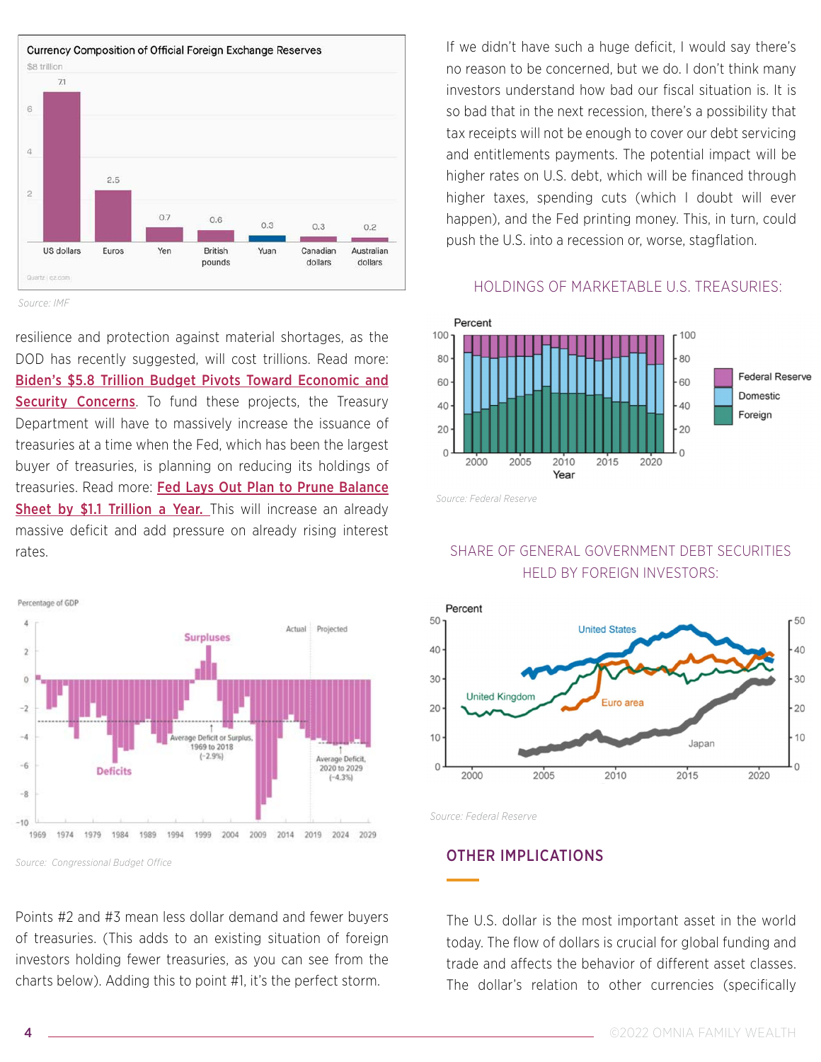**Currency Composition of Official Foreign Exchange Reserves**

$8 trillion

| Currency | Value |
|---|---|
| US dollars | 7.1 |
| Euros | 2.5 |
| Yen | 0.7 |
| British pounds | 0.6 |
| Yuan | 0.3 |
| Canadian dollars | 0.3 |
| Australian dollars | 0.2 |

Quartz | qz.com

*Source: IMF*

resilience and protection against material shortages, as the DOD has recently suggested, will cost trillions. Read more: [Biden's $5.8 Trillion Budget Pivots Toward Economic and Security Concerns](). To fund these projects, the Treasury Department will have to massively increase the issuance of treasuries at a time when the Fed, which has been the largest buyer of treasuries, is planning on reducing its holdings of treasuries. Read more: [Fed Lays Out Plan to Prune Balance Sheet by $1.1 Trillion a Year.]() This will increase an already massive deficit and add pressure on already rising interest rates.

Percentage of GDP — Surpluses; Deficits; Actual | Projected; Average Deficit or Surplus, 1969 to 2018 (-2.9%); Average Deficit, 2020 to 2029 (-4.3%)

*Source: Congressional Budget Office*

Points #2 and #3 mean less dollar demand and fewer buyers of treasuries. (This adds to an existing situation of foreign investors holding fewer treasuries, as you can see from the charts below). Adding this to point #1, it's the perfect storm.

If we didn't have such a huge deficit, I would say there's no reason to be concerned, but we do. I don't think many investors understand how bad our fiscal situation is. It is so bad that in the next recession, there's a possibility that tax receipts will not be enough to cover our debt servicing and entitlements payments. The potential impact will be higher rates on U.S. debt, which will be financed through higher taxes, spending cuts (which I doubt will ever happen), and the Fed printing money. This, in turn, could push the U.S. into a recession or, worse, stagflation.

### HOLDINGS OF MARKETABLE U.S. TREASURIES:

Percent — Federal Reserve; Domestic; Foreign

*Source: Federal Reserve*

### SHARE OF GENERAL GOVERNMENT DEBT SECURITIES HELD BY FOREIGN INVESTORS:

Percent — United States; United Kingdom; Euro area; Japan

*Source: Federal Reserve*

## OTHER IMPLICATIONS

The U.S. dollar is the most important asset in the world today. The flow of dollars is crucial for global funding and trade and affects the behavior of different asset classes. The dollar's relation to other currencies (specifically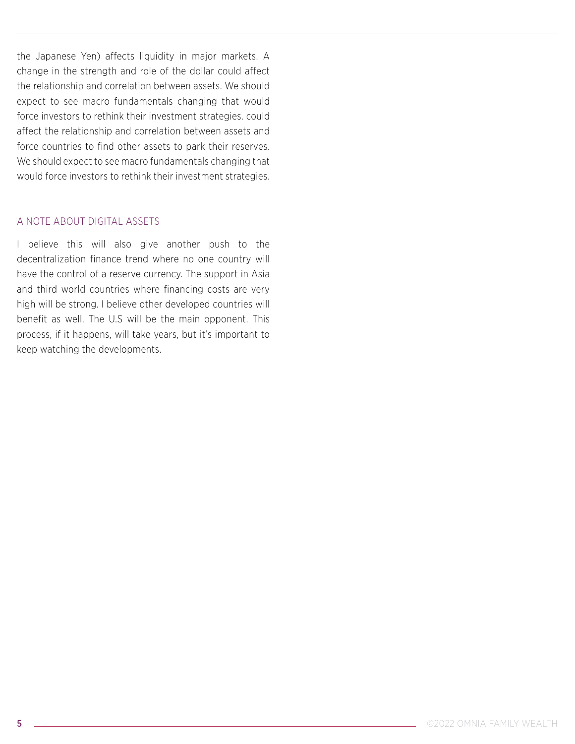the Japanese Yen) affects liquidity in major markets. A change in the strength and role of the dollar could affect the relationship and correlation between assets. We should expect to see macro fundamentals changing that would force investors to rethink their investment strategies. could affect the relationship and correlation between assets and force countries to find other assets to park their reserves. We should expect to see macro fundamentals changing that would force investors to rethink their investment strategies.

## A NOTE ABOUT DIGITAL ASSETS

I believe this will also give another push to the decentralization finance trend where no one country will have the control of a reserve currency. The support in Asia and third world countries where financing costs are very high will be strong. I believe other developed countries will benefit as well. The U.S will be the main opponent. This process, if it happens, will take years, but it's important to keep watching the developments.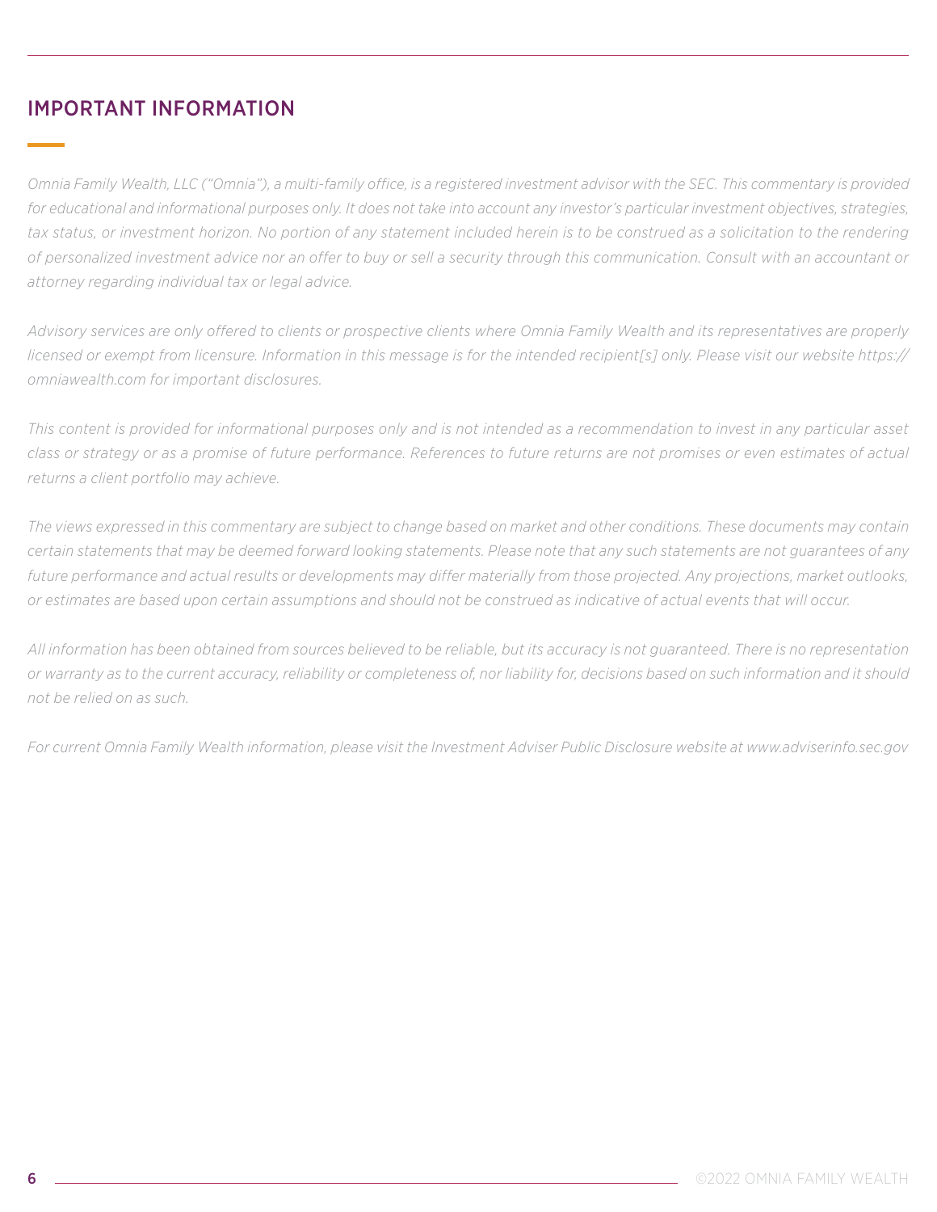## IMPORTANT INFORMATION

*Omnia Family Wealth, LLC ("Omnia"), a multi-family office, is a registered investment advisor with the SEC. This commentary is provided for educational and informational purposes only. It does not take into account any investor's particular investment objectives, strategies, tax status, or investment horizon. No portion of any statement included herein is to be construed as a solicitation to the rendering of personalized investment advice nor an offer to buy or sell a security through this communication. Consult with an accountant or attorney regarding individual tax or legal advice.*

*Advisory services are only offered to clients or prospective clients where Omnia Family Wealth and its representatives are properly licensed or exempt from licensure. Information in this message is for the intended recipient[s] only. Please visit our website https://omniawealth.com for important disclosures.*

*This content is provided for informational purposes only and is not intended as a recommendation to invest in any particular asset class or strategy or as a promise of future performance. References to future returns are not promises or even estimates of actual returns a client portfolio may achieve.*

*The views expressed in this commentary are subject to change based on market and other conditions. These documents may contain certain statements that may be deemed forward looking statements. Please note that any such statements are not guarantees of any future performance and actual results or developments may differ materially from those projected. Any projections, market outlooks, or estimates are based upon certain assumptions and should not be construed as indicative of actual events that will occur.*

*All information has been obtained from sources believed to be reliable, but its accuracy is not guaranteed. There is no representation or warranty as to the current accuracy, reliability or completeness of, nor liability for, decisions based on such information and it should not be relied on as such.*

*For current Omnia Family Wealth information, please visit the Investment Adviser Public Disclosure website at www.adviserinfo.sec.gov*